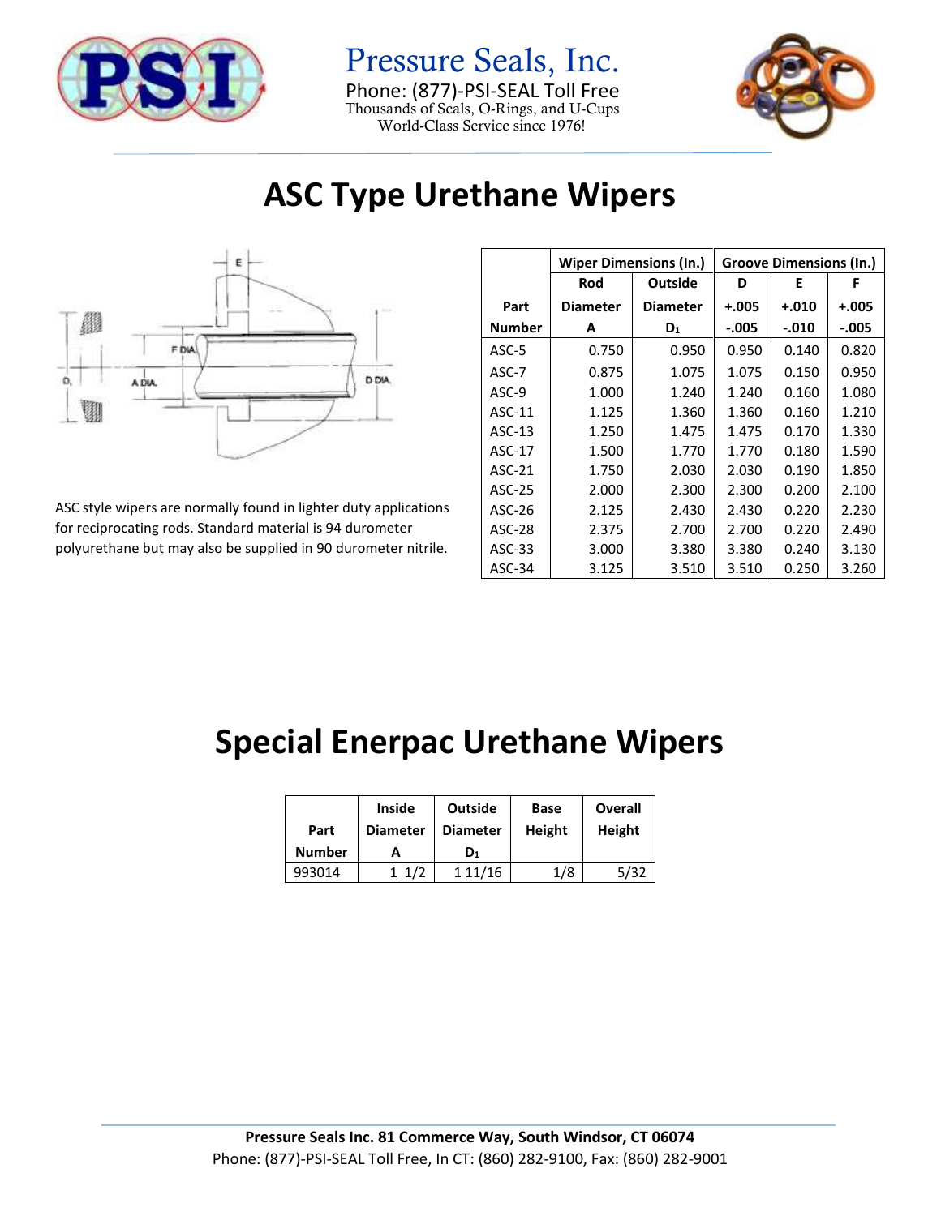# Pressure Seals, Inc.

Phone: (877)-PSI-SEAL Toll Free
Thousands of Seals, O-Rings, and U-Cups
World-Class Service since 1976!

# ASC Type Urethane Wipers

ASC style wipers are normally found in lighter duty applications for reciprocating rods. Standard material is 94 durometer polyurethane but may also be supplied in 90 durometer nitrile.

| Part Number | Wiper Dimensions (In.) Rod Diameter A | Outside Diameter $D_1$ | Groove Dimensions (In.) D +.005 -.005 | E +.010 -.010 | F +.005 -.005 |
|---|---|---|---|---|---|
| ASC-5 | 0.750 | 0.950 | 0.950 | 0.140 | 0.820 |
| ASC-7 | 0.875 | 1.075 | 1.075 | 0.150 | 0.950 |
| ASC-9 | 1.000 | 1.240 | 1.240 | 0.160 | 1.080 |
| ASC-11 | 1.125 | 1.360 | 1.360 | 0.160 | 1.210 |
| ASC-13 | 1.250 | 1.475 | 1.475 | 0.170 | 1.330 |
| ASC-17 | 1.500 | 1.770 | 1.770 | 0.180 | 1.590 |
| ASC-21 | 1.750 | 2.030 | 2.030 | 0.190 | 1.850 |
| ASC-25 | 2.000 | 2.300 | 2.300 | 0.200 | 2.100 |
| ASC-26 | 2.125 | 2.430 | 2.430 | 0.220 | 2.230 |
| ASC-28 | 2.375 | 2.700 | 2.700 | 0.220 | 2.490 |
| ASC-33 | 3.000 | 3.380 | 3.380 | 0.240 | 3.130 |
| ASC-34 | 3.125 | 3.510 | 3.510 | 0.250 | 3.260 |

# Special Enerpac Urethane Wipers

| Part Number | Inside Diameter A | Outside Diameter $D_1$ | Base Height | Overall Height |
|---|---|---|---|---|
| 993014 | 1 1/2 | 1 11/16 | 1/8 | 5/32 |

**Pressure Seals Inc. 81 Commerce Way, South Windsor, CT 06074**
Phone: (877)-PSI-SEAL Toll Free, In CT: (860) 282-9100, Fax: (860) 282-9001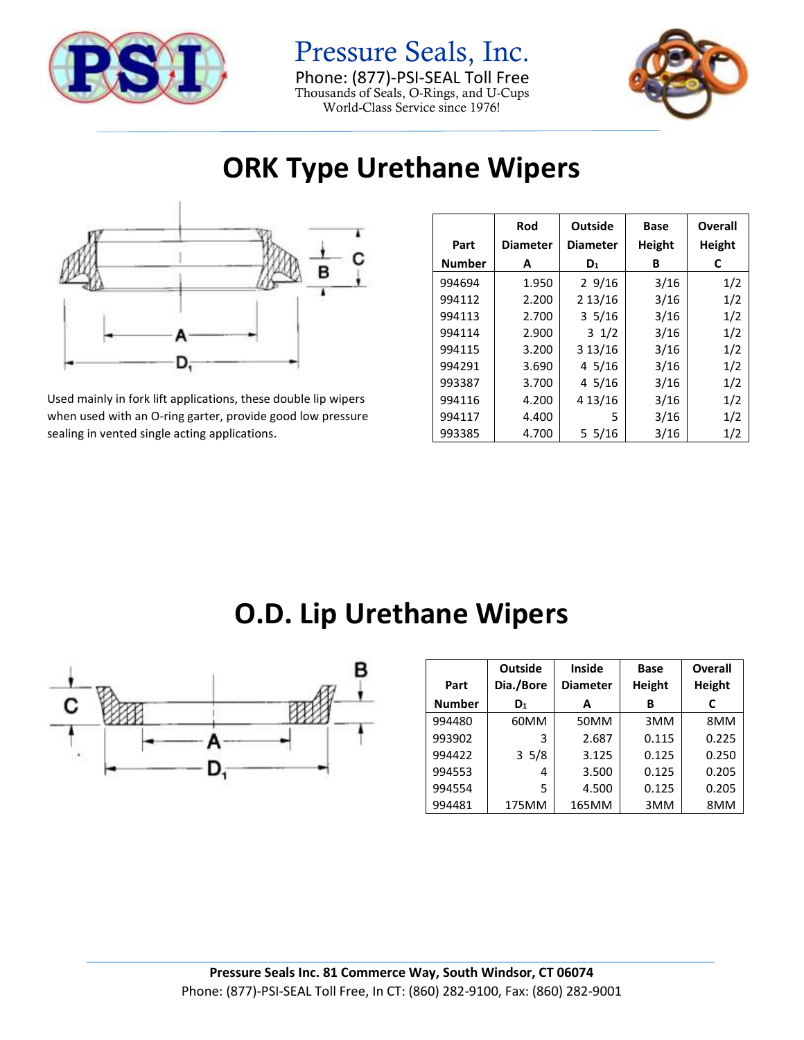# Pressure Seals, Inc.

Phone: (877)-PSI-SEAL Toll Free
Thousands of Seals, O-Rings, and U-Cups
World-Class Service since 1976!

## ORK Type Urethane Wipers

Used mainly in fork lift applications, these double lip wipers when used with an O-ring garter, provide good low pressure sealing in vented single acting applications.

| Part Number | Rod Diameter A | Outside Diameter $D_1$ | Base Height B | Overall Height C |
|---|---|---|---|---|
| 994694 | 1.950 | 2 9/16 | 3/16 | 1/2 |
| 994112 | 2.200 | 2 13/16 | 3/16 | 1/2 |
| 994113 | 2.700 | 3 5/16 | 3/16 | 1/2 |
| 994114 | 2.900 | 3 1/2 | 3/16 | 1/2 |
| 994115 | 3.200 | 3 13/16 | 3/16 | 1/2 |
| 994291 | 3.690 | 4 5/16 | 3/16 | 1/2 |
| 993387 | 3.700 | 4 5/16 | 3/16 | 1/2 |
| 994116 | 4.200 | 4 13/16 | 3/16 | 1/2 |
| 994117 | 4.400 | 5 | 3/16 | 1/2 |
| 993385 | 4.700 | 5 5/16 | 3/16 | 1/2 |

## O.D. Lip Urethane Wipers

| Part Number | Outside Dia./Bore $D_1$ | Inside Diameter A | Base Height B | Overall Height C |
|---|---|---|---|---|
| 994480 | 60MM | 50MM | 3MM | 8MM |
| 993902 | 3 | 2.687 | 0.115 | 0.225 |
| 994422 | 3 5/8 | 3.125 | 0.125 | 0.250 |
| 994553 | 4 | 3.500 | 0.125 | 0.205 |
| 994554 | 5 | 4.500 | 0.125 | 0.205 |
| 994481 | 175MM | 165MM | 3MM | 8MM |

**Pressure Seals Inc. 81 Commerce Way, South Windsor, CT 06074**
Phone: (877)-PSI-SEAL Toll Free, In CT: (860) 282-9100, Fax: (860) 282-9001